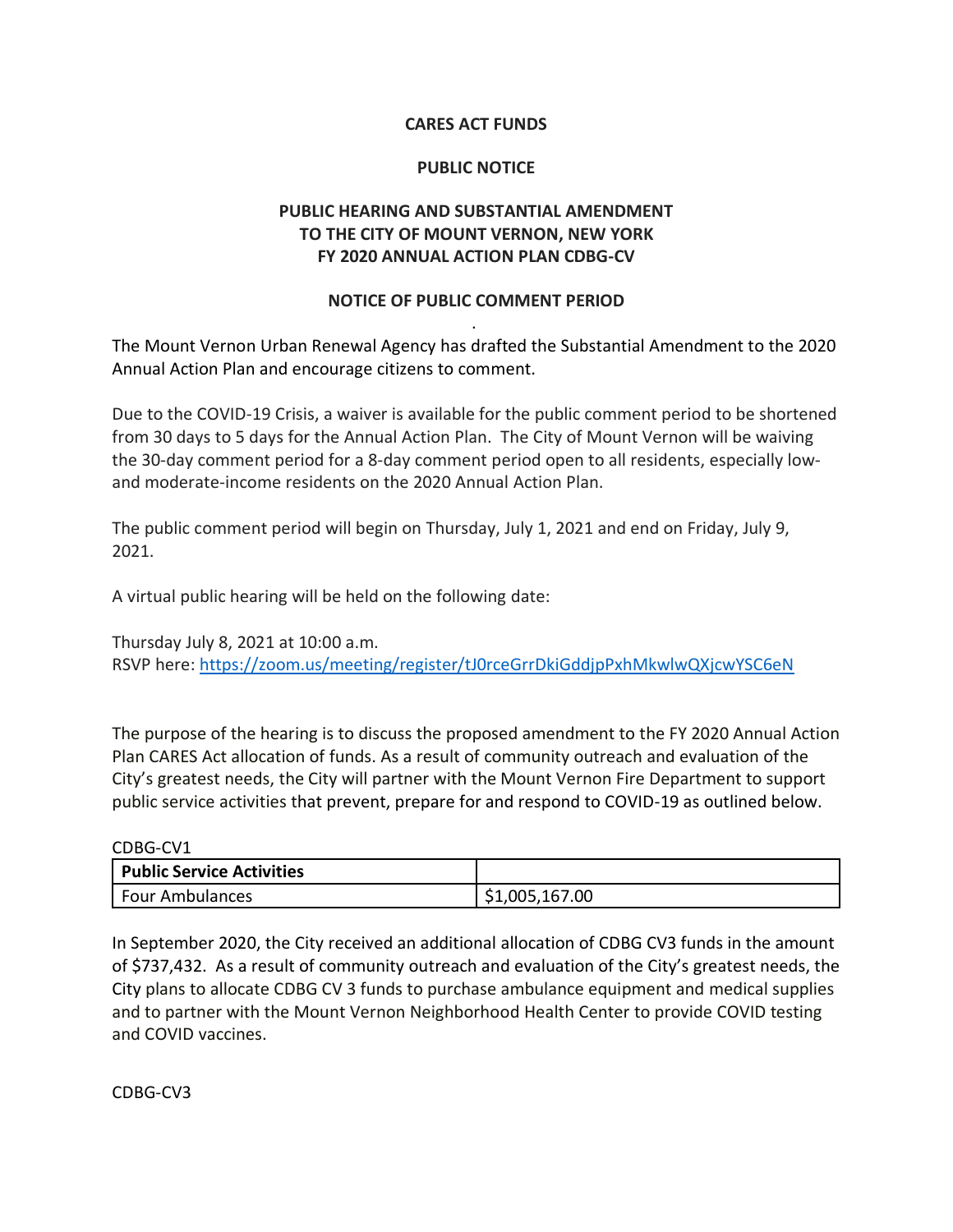**CARES ACT FUNDS**

**PUBLIC NOTICE**

**PUBLIC HEARING AND SUBSTANTIAL AMENDMENT TO THE CITY OF MOUNT VERNON, NEW YORK FY 2020 ANNUAL ACTION PLAN CDBG-CV**

**NOTICE OF PUBLIC COMMENT PERIOD**

The Mount Vernon Urban Renewal Agency has drafted the Substantial Amendment to the 2020 Annual Action Plan and encourage citizens to comment.

Due to the COVID-19 Crisis, a waiver is available for the public comment period to be shortened from 30 days to 5 days for the Annual Action Plan. The City of Mount Vernon will be waiving the 30-day comment period for a 8-day comment period open to all residents, especially low- and moderate-income residents on the 2020 Annual Action Plan.

The public comment period will begin on Thursday, July 1, 2021 and end on Friday, July 9, 2021.

A virtual public hearing will be held on the following date:

Thursday July 8, 2021 at 10:00 a.m.
RSVP here: https://zoom.us/meeting/register/tJ0rceGrrDkiGddjpPxhMkwlwQXjcwYSC6eN

The purpose of the hearing is to discuss the proposed amendment to the FY 2020 Annual Action Plan CARES Act allocation of funds. As a result of community outreach and evaluation of the City's greatest needs, the City will partner with the Mount Vernon Fire Department to support public service activities that prevent, prepare for and respond to COVID-19 as outlined below.

CDBG-CV1

| **Public Service Activities** | |
|---|---|
| Four Ambulances | $1,005,167.00 |

In September 2020, the City received an additional allocation of CDBG CV3 funds in the amount of $737,432. As a result of community outreach and evaluation of the City's greatest needs, the City plans to allocate CDBG CV 3 funds to purchase ambulance equipment and medical supplies and to partner with the Mount Vernon Neighborhood Health Center to provide COVID testing and COVID vaccines.

CDBG-CV3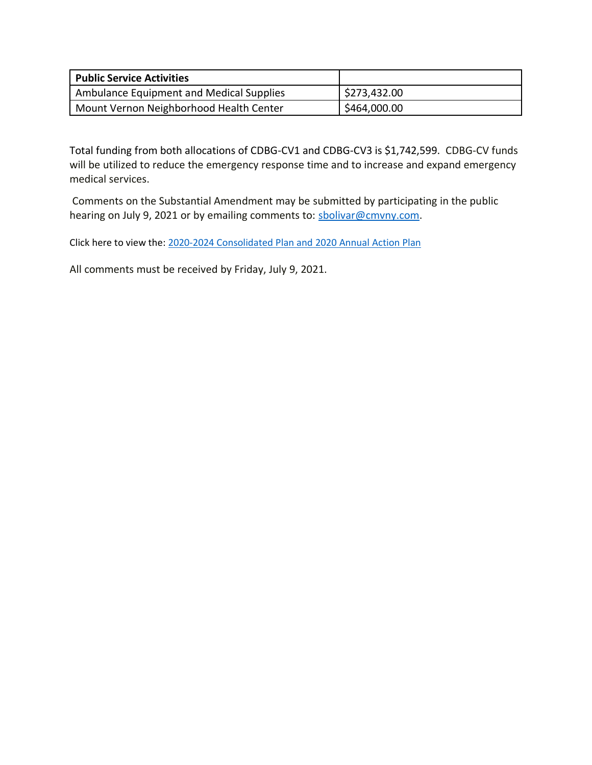| **Public Service Activities** | |
| --- | --- |
| Ambulance Equipment and Medical Supplies | $273,432.00 |
| Mount Vernon Neighborhood Health Center | $464,000.00 |

Total funding from both allocations of CDBG-CV1 and CDBG-CV3 is $1,742,599. CDBG-CV funds will be utilized to reduce the emergency response time and to increase and expand emergency medical services.

Comments on the Substantial Amendment may be submitted by participating in the public hearing on July 9, 2021 or by emailing comments to: sbolivar@cmvny.com.

Click here to view the: 2020-2024 Consolidated Plan and 2020 Annual Action Plan

All comments must be received by Friday, July 9, 2021.